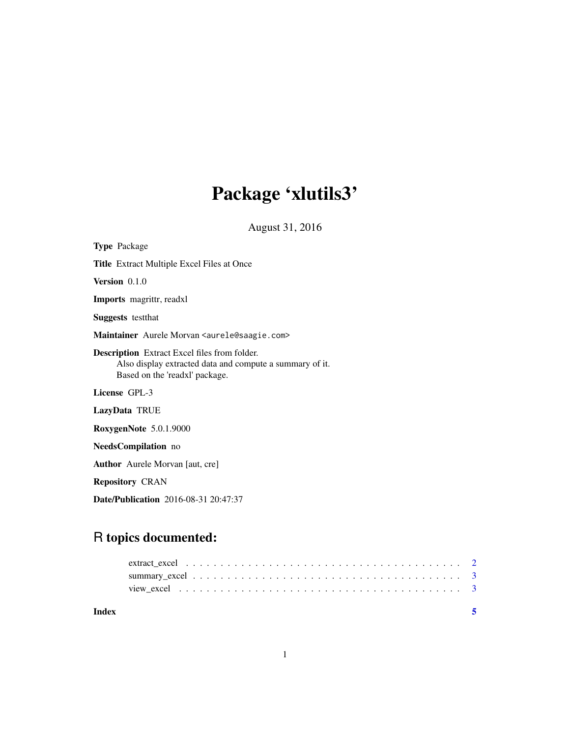# Package 'xlutils3'

August 31, 2016

**Type** Package

**Title** Extract Multiple Excel Files at Once

**Version** 0.1.0

**Imports** magrittr, readxl

**Suggests** testthat

**Maintainer** Aurele Morvan <aurele@saagie.com>

**Description** Extract Excel files from folder.
Also display extracted data and compute a summary of it.
Based on the 'readxl' package.

**License** GPL-3

**LazyData** TRUE

**RoxygenNote** 5.0.1.9000

**NeedsCompilation** no

**Author** Aurele Morvan [aut, cre]

**Repository** CRAN

**Date/Publication** 2016-08-31 20:47:37

## R topics documented:

extract_excel . . . . . . . . . . . . . . . . . . . . . . . . . . . . . . . . . . . . . . . . 2
summary_excel . . . . . . . . . . . . . . . . . . . . . . . . . . . . . . . . . . . . . . . 3
view_excel . . . . . . . . . . . . . . . . . . . . . . . . . . . . . . . . . . . . . . . . . 3

**Index** 5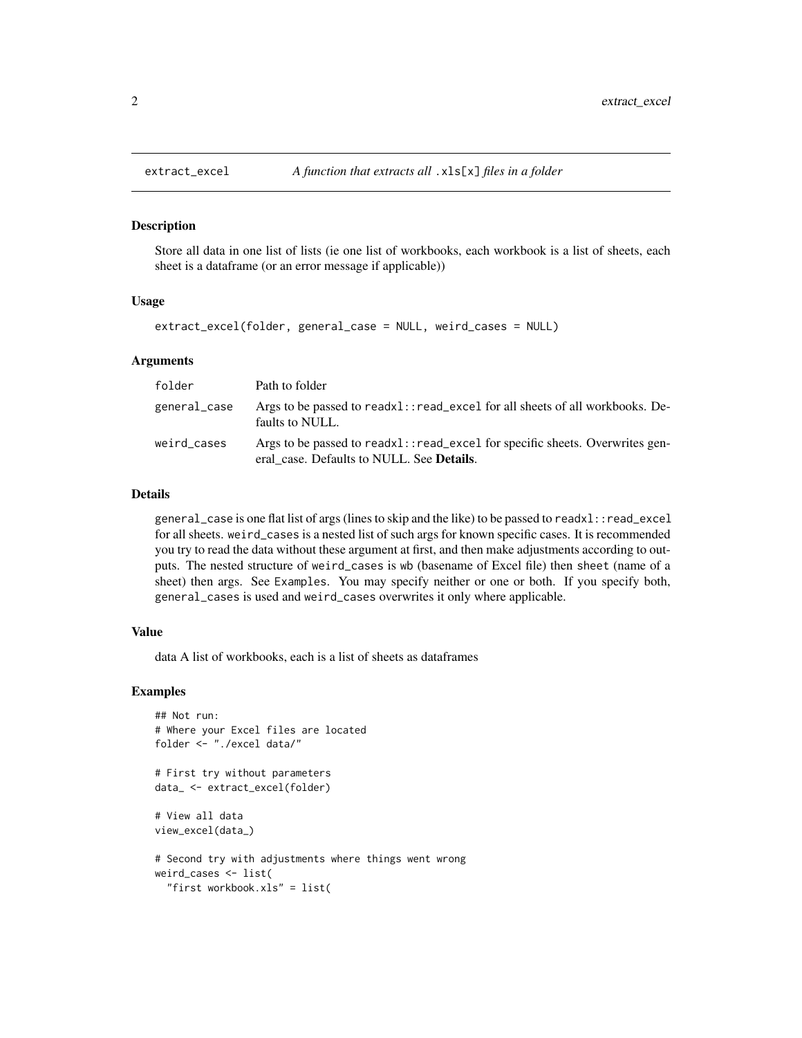# extract_excel — *A function that extracts all .xls[x] files in a folder*

## Description

Store all data in one list of lists (ie one list of workbooks, each workbook is a list of sheets, each sheet is a dataframe (or an error message if applicable))

## Usage

```
extract_excel(folder, general_case = NULL, weird_cases = NULL)
```

## Arguments

| | |
|---|---|
| `folder` | Path to folder |
| `general_case` | Args to be passed to `readxl::read_excel` for all sheets of all workbooks. Defaults to NULL. |
| `weird_cases` | Args to be passed to `readxl::read_excel` for specific sheets. Overwrites general_case. Defaults to NULL. See **Details**. |

## Details

`general_case` is one flat list of args (lines to skip and the like) to be passed to `readxl::read_excel` for all sheets. `weird_cases` is a nested list of such args for known specific cases. It is recommended you try to read the data without these argument at first, and then make adjustments according to outputs. The nested structure of `weird_cases` is `wb` (basename of Excel file) then `sheet` (name of a sheet) then args. See `Examples`. You may specify neither or one or both. If you specify both, `general_cases` is used and `weird_cases` overwrites it only where applicable.

## Value

data A list of workbooks, each is a list of sheets as dataframes

## Examples

```
## Not run:
# Where your Excel files are located
folder <- "./excel data/"

# First try without parameters
data_ <- extract_excel(folder)

# View all data
view_excel(data_)

# Second try with adjustments where things went wrong
weird_cases <- list(
  "first workbook.xls" = list(
```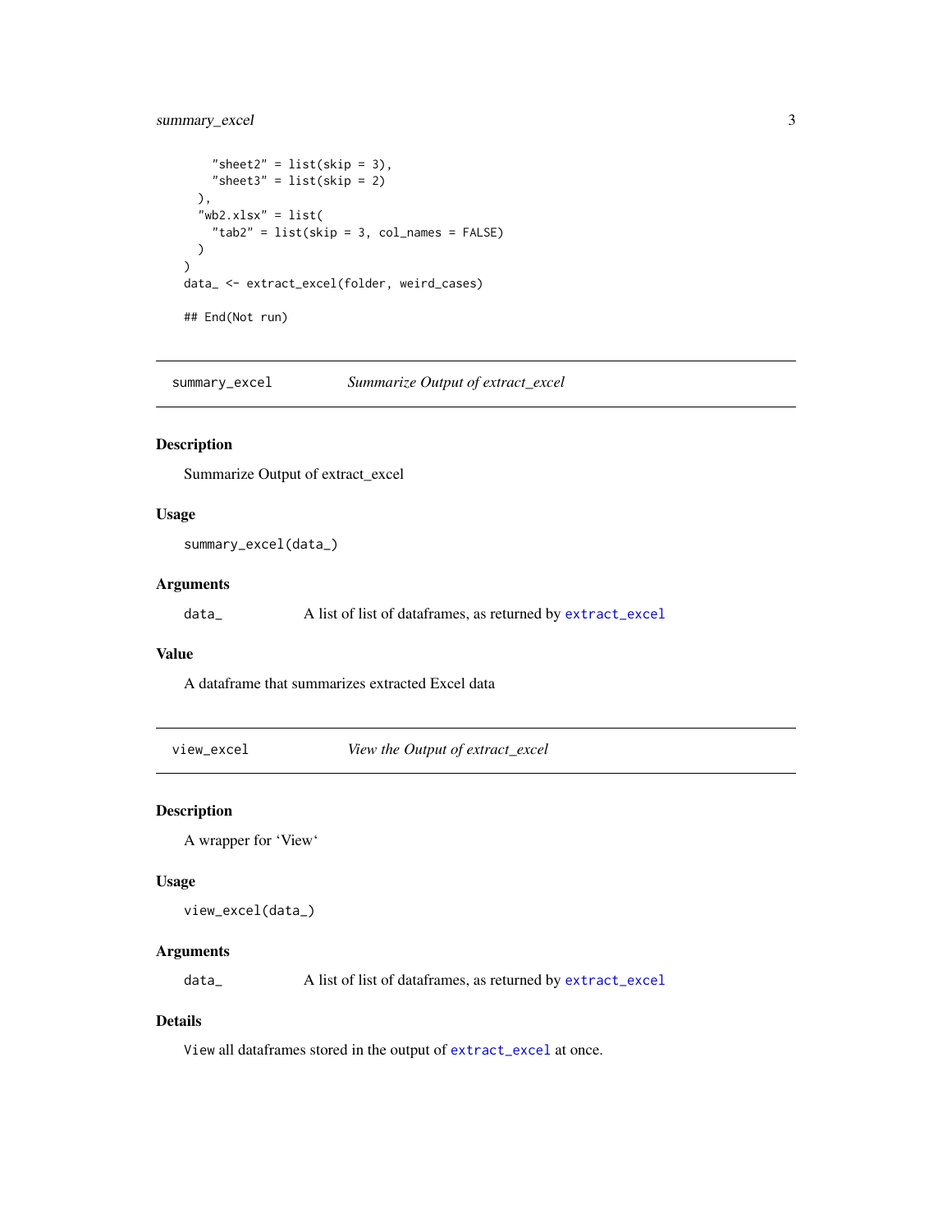```
    "sheet2" = list(skip = 3),
    "sheet3" = list(skip = 2)
  ),
  "wb2.xlsx" = list(
    "tab2" = list(skip = 3, col_names = FALSE)
  )
)
data_ <- extract_excel(folder, weird_cases)

## End(Not run)
```

## summary_excel — *Summarize Output of extract_excel*

### Description

Summarize Output of extract_excel

### Usage

```
summary_excel(data_)
```

### Arguments

| | |
|---|---|
| `data_` | A list of list of dataframes, as returned by `extract_excel` |

### Value

A dataframe that summarizes extracted Excel data

## view_excel — *View the Output of extract_excel*

### Description

A wrapper for 'View'

### Usage

```
view_excel(data_)
```

### Arguments

| | |
|---|---|
| `data_` | A list of list of dataframes, as returned by `extract_excel` |

### Details

`View` all dataframes stored in the output of `extract_excel` at once.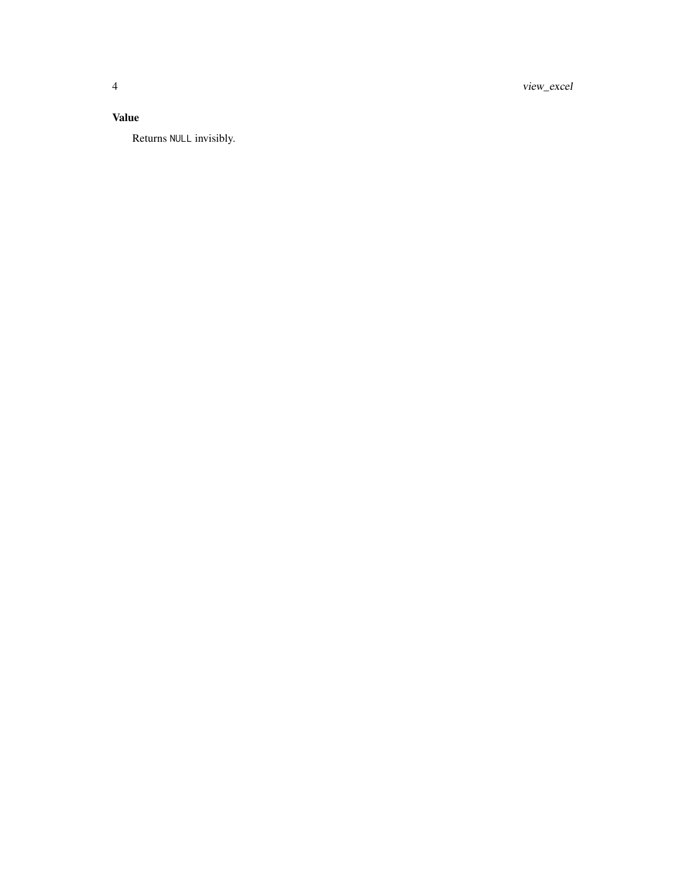### Value

Returns `NULL` invisibly.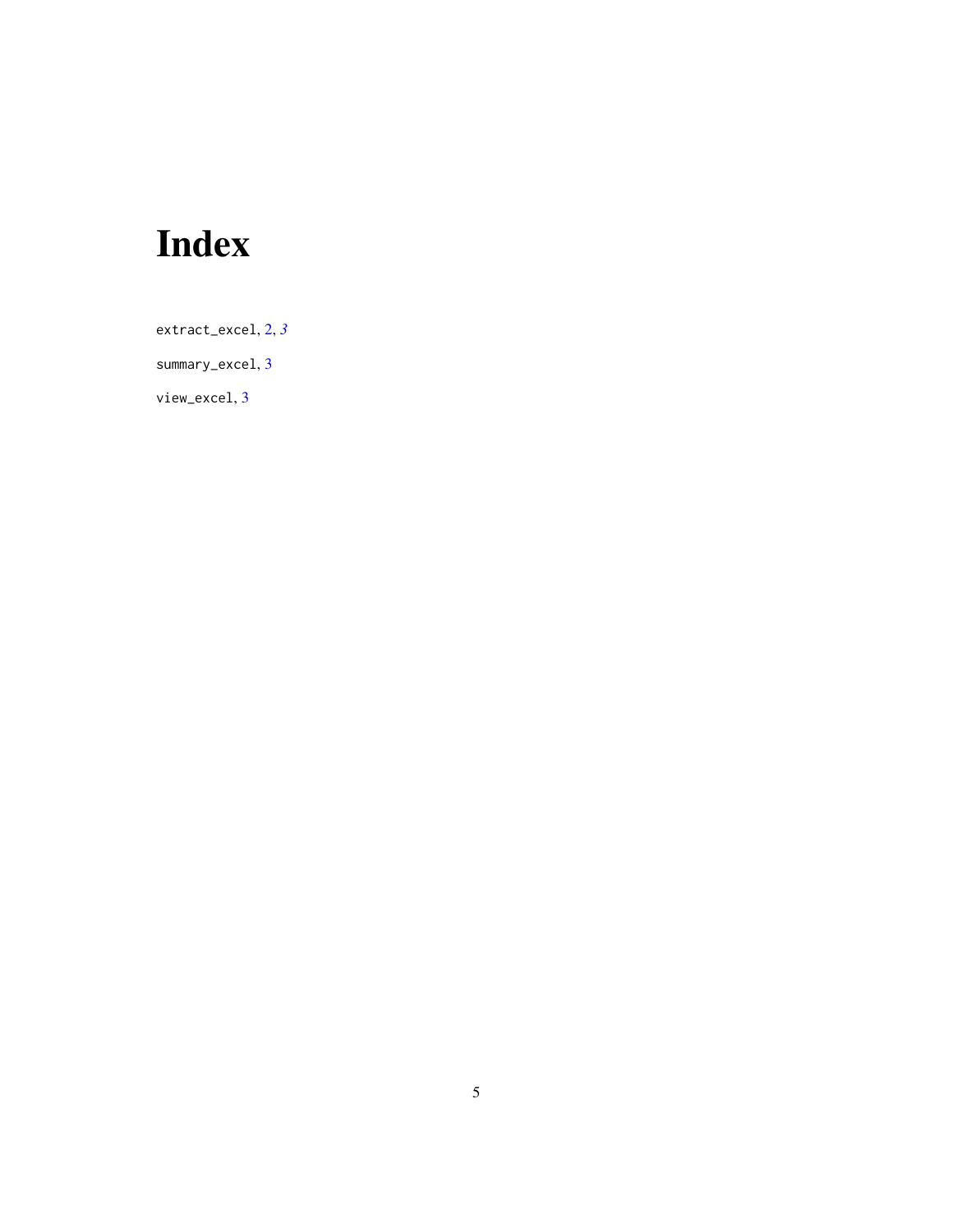# Index

extract_excel, 2, *3*

summary_excel, 3

view_excel, 3